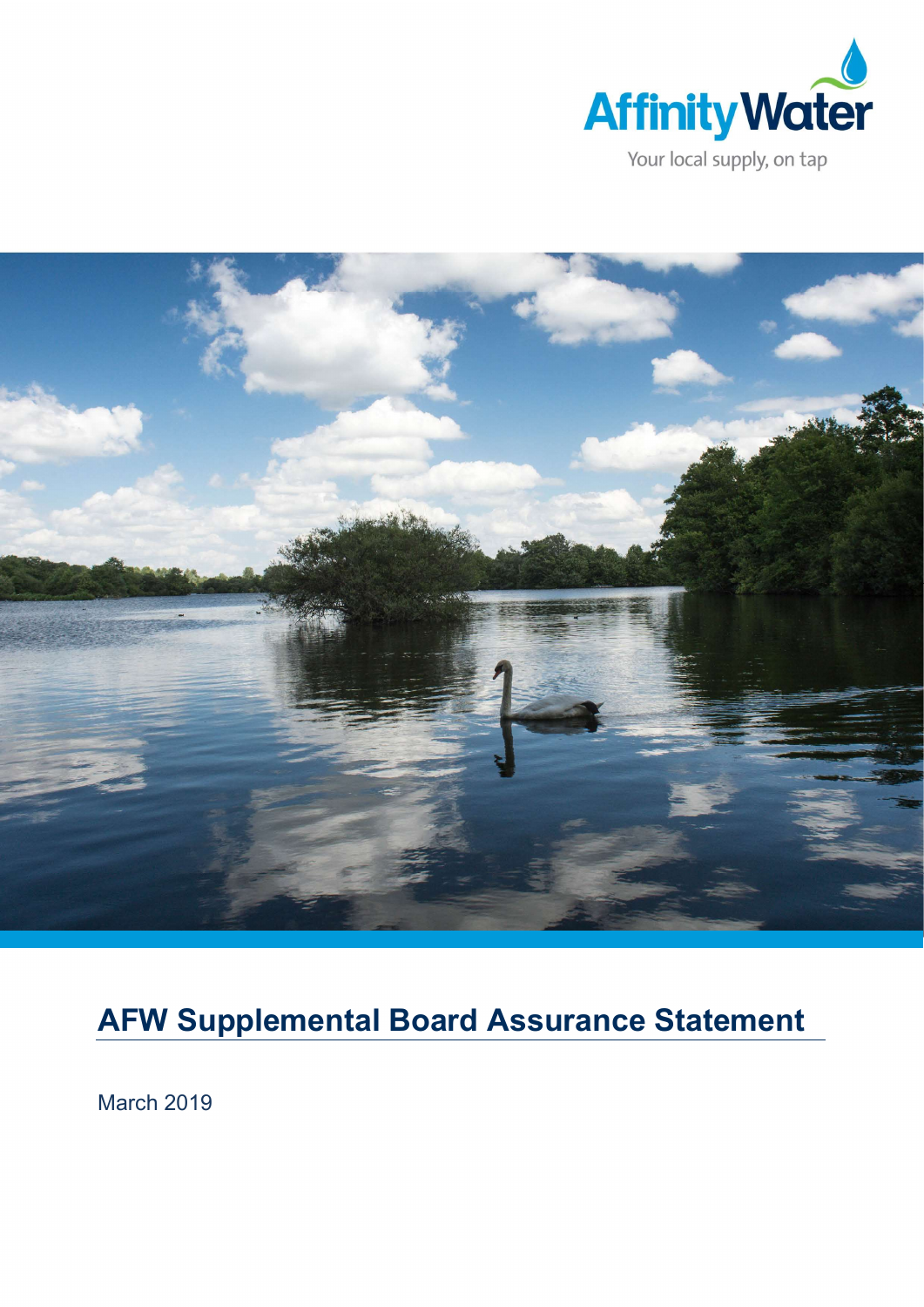Affinity Water

Your local supply, on tap

# AFW Supplemental Board Assurance Statement

March 2019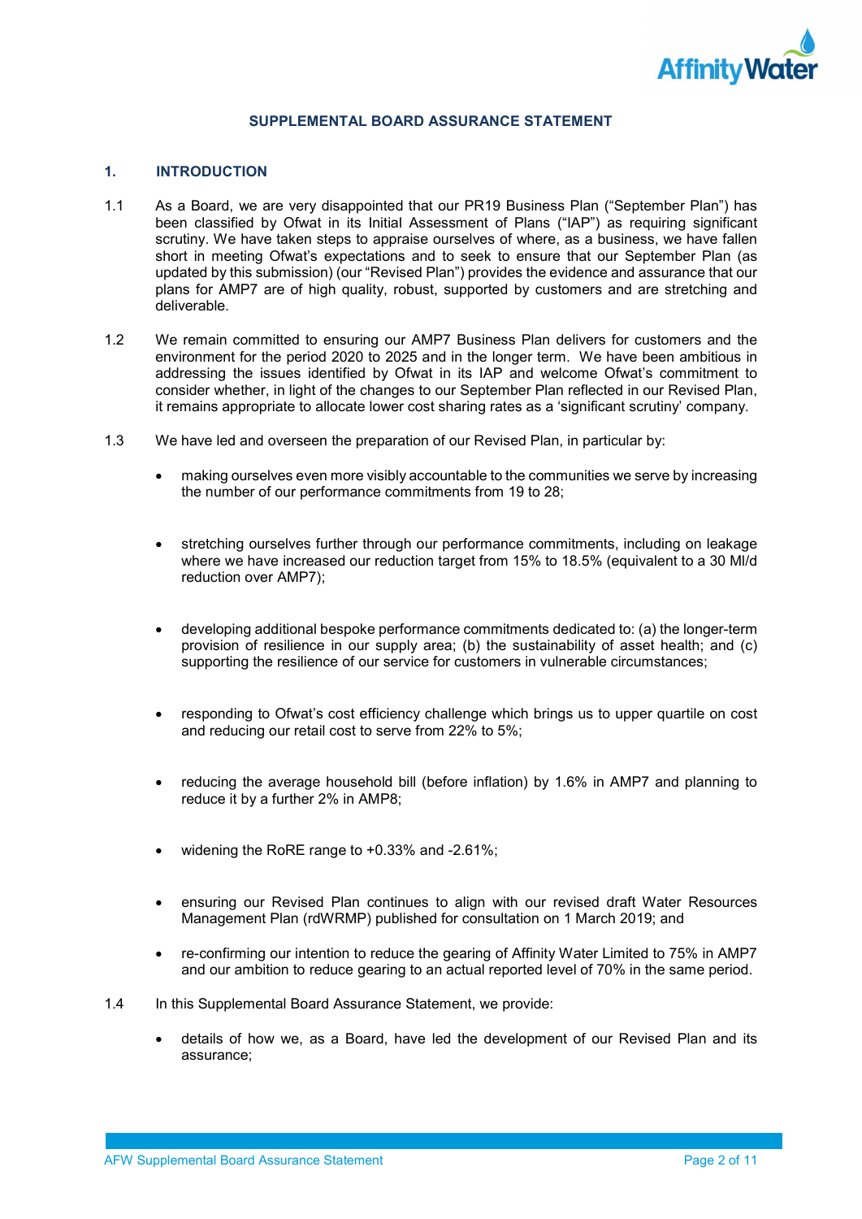## SUPPLEMENTAL BOARD ASSURANCE STATEMENT

### 1. INTRODUCTION

1.1 As a Board, we are very disappointed that our PR19 Business Plan ("September Plan") has been classified by Ofwat in its Initial Assessment of Plans ("IAP") as requiring significant scrutiny. We have taken steps to appraise ourselves of where, as a business, we have fallen short in meeting Ofwat's expectations and to seek to ensure that our September Plan (as updated by this submission) (our "Revised Plan") provides the evidence and assurance that our plans for AMP7 are of high quality, robust, supported by customers and are stretching and deliverable.

1.2 We remain committed to ensuring our AMP7 Business Plan delivers for customers and the environment for the period 2020 to 2025 and in the longer term. We have been ambitious in addressing the issues identified by Ofwat in its IAP and welcome Ofwat's commitment to consider whether, in light of the changes to our September Plan reflected in our Revised Plan, it remains appropriate to allocate lower cost sharing rates as a 'significant scrutiny' company.

1.3 We have led and overseen the preparation of our Revised Plan, in particular by:

- making ourselves even more visibly accountable to the communities we serve by increasing the number of our performance commitments from 19 to 28;
- stretching ourselves further through our performance commitments, including on leakage where we have increased our reduction target from 15% to 18.5% (equivalent to a 30 Ml/d reduction over AMP7);
- developing additional bespoke performance commitments dedicated to: (a) the longer-term provision of resilience in our supply area; (b) the sustainability of asset health; and (c) supporting the resilience of our service for customers in vulnerable circumstances;
- responding to Ofwat's cost efficiency challenge which brings us to upper quartile on cost and reducing our retail cost to serve from 22% to 5%;
- reducing the average household bill (before inflation) by 1.6% in AMP7 and planning to reduce it by a further 2% in AMP8;
- widening the RoRE range to +0.33% and -2.61%;
- ensuring our Revised Plan continues to align with our revised draft Water Resources Management Plan (rdWRMP) published for consultation on 1 March 2019; and
- re-confirming our intention to reduce the gearing of Affinity Water Limited to 75% in AMP7 and our ambition to reduce gearing to an actual reported level of 70% in the same period.

1.4 In this Supplemental Board Assurance Statement, we provide:

- details of how we, as a Board, have led the development of our Revised Plan and its assurance;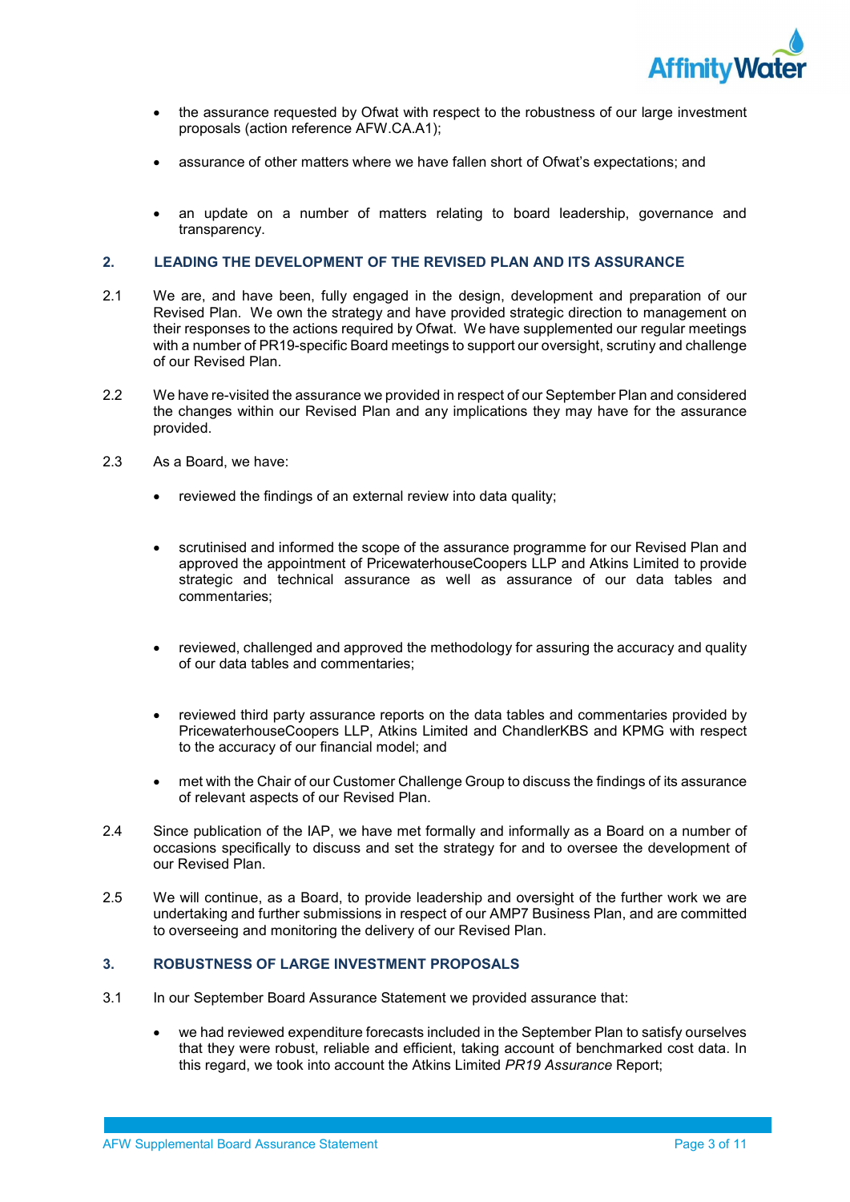- the assurance requested by Ofwat with respect to the robustness of our large investment proposals (action reference AFW.CA.A1);
- assurance of other matters where we have fallen short of Ofwat's expectations; and
- an update on a number of matters relating to board leadership, governance and transparency.

## 2. LEADING THE DEVELOPMENT OF THE REVISED PLAN AND ITS ASSURANCE

2.1 We are, and have been, fully engaged in the design, development and preparation of our Revised Plan. We own the strategy and have provided strategic direction to management on their responses to the actions required by Ofwat. We have supplemented our regular meetings with a number of PR19-specific Board meetings to support our oversight, scrutiny and challenge of our Revised Plan.

2.2 We have re-visited the assurance we provided in respect of our September Plan and considered the changes within our Revised Plan and any implications they may have for the assurance provided.

2.3 As a Board, we have:

- reviewed the findings of an external review into data quality;
- scrutinised and informed the scope of the assurance programme for our Revised Plan and approved the appointment of PricewaterhouseCoopers LLP and Atkins Limited to provide strategic and technical assurance as well as assurance of our data tables and commentaries;
- reviewed, challenged and approved the methodology for assuring the accuracy and quality of our data tables and commentaries;
- reviewed third party assurance reports on the data tables and commentaries provided by PricewaterhouseCoopers LLP, Atkins Limited and ChandlerKBS and KPMG with respect to the accuracy of our financial model; and
- met with the Chair of our Customer Challenge Group to discuss the findings of its assurance of relevant aspects of our Revised Plan.

2.4 Since publication of the IAP, we have met formally and informally as a Board on a number of occasions specifically to discuss and set the strategy for and to oversee the development of our Revised Plan.

2.5 We will continue, as a Board, to provide leadership and oversight of the further work we are undertaking and further submissions in respect of our AMP7 Business Plan, and are committed to overseeing and monitoring the delivery of our Revised Plan.

## 3. ROBUSTNESS OF LARGE INVESTMENT PROPOSALS

3.1 In our September Board Assurance Statement we provided assurance that:

- we had reviewed expenditure forecasts included in the September Plan to satisfy ourselves that they were robust, reliable and efficient, taking account of benchmarked cost data. In this regard, we took into account the Atkins Limited *PR19 Assurance* Report;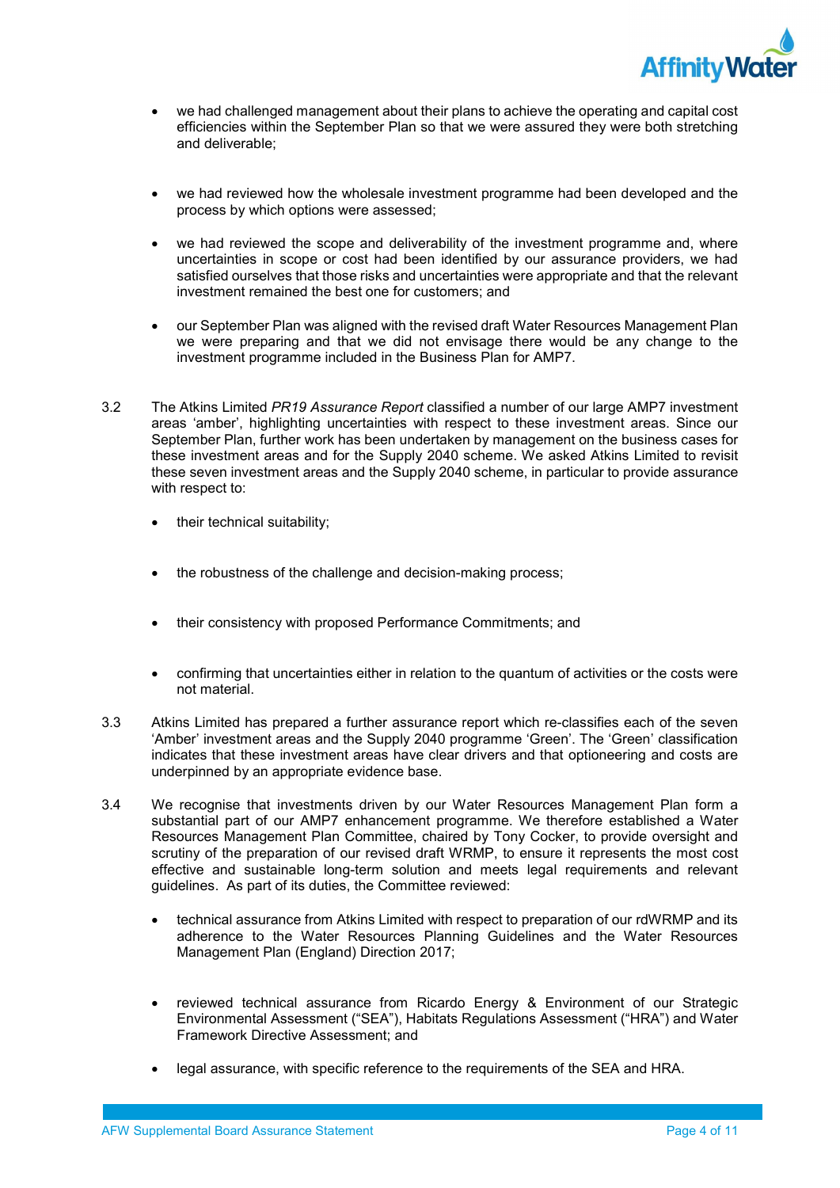- we had challenged management about their plans to achieve the operating and capital cost efficiencies within the September Plan so that we were assured they were both stretching and deliverable;

- we had reviewed how the wholesale investment programme had been developed and the process by which options were assessed;

- we had reviewed the scope and deliverability of the investment programme and, where uncertainties in scope or cost had been identified by our assurance providers, we had satisfied ourselves that those risks and uncertainties were appropriate and that the relevant investment remained the best one for customers; and

- our September Plan was aligned with the revised draft Water Resources Management Plan we were preparing and that we did not envisage there would be any change to the investment programme included in the Business Plan for AMP7.

3.2 The Atkins Limited *PR19 Assurance Report* classified a number of our large AMP7 investment areas 'amber', highlighting uncertainties with respect to these investment areas. Since our September Plan, further work has been undertaken by management on the business cases for these investment areas and for the Supply 2040 scheme. We asked Atkins Limited to revisit these seven investment areas and the Supply 2040 scheme, in particular to provide assurance with respect to:

- their technical suitability;

- the robustness of the challenge and decision-making process;

- their consistency with proposed Performance Commitments; and

- confirming that uncertainties either in relation to the quantum of activities or the costs were not material.

3.3 Atkins Limited has prepared a further assurance report which re-classifies each of the seven 'Amber' investment areas and the Supply 2040 programme 'Green'. The 'Green' classification indicates that these investment areas have clear drivers and that optioneering and costs are underpinned by an appropriate evidence base.

3.4 We recognise that investments driven by our Water Resources Management Plan form a substantial part of our AMP7 enhancement programme. We therefore established a Water Resources Management Plan Committee, chaired by Tony Cocker, to provide oversight and scrutiny of the preparation of our revised draft WRMP, to ensure it represents the most cost effective and sustainable long-term solution and meets legal requirements and relevant guidelines. As part of its duties, the Committee reviewed:

- technical assurance from Atkins Limited with respect to preparation of our rdWRMP and its adherence to the Water Resources Planning Guidelines and the Water Resources Management Plan (England) Direction 2017;

- reviewed technical assurance from Ricardo Energy & Environment of our Strategic Environmental Assessment ("SEA"), Habitats Regulations Assessment ("HRA") and Water Framework Directive Assessment; and

- legal assurance, with specific reference to the requirements of the SEA and HRA.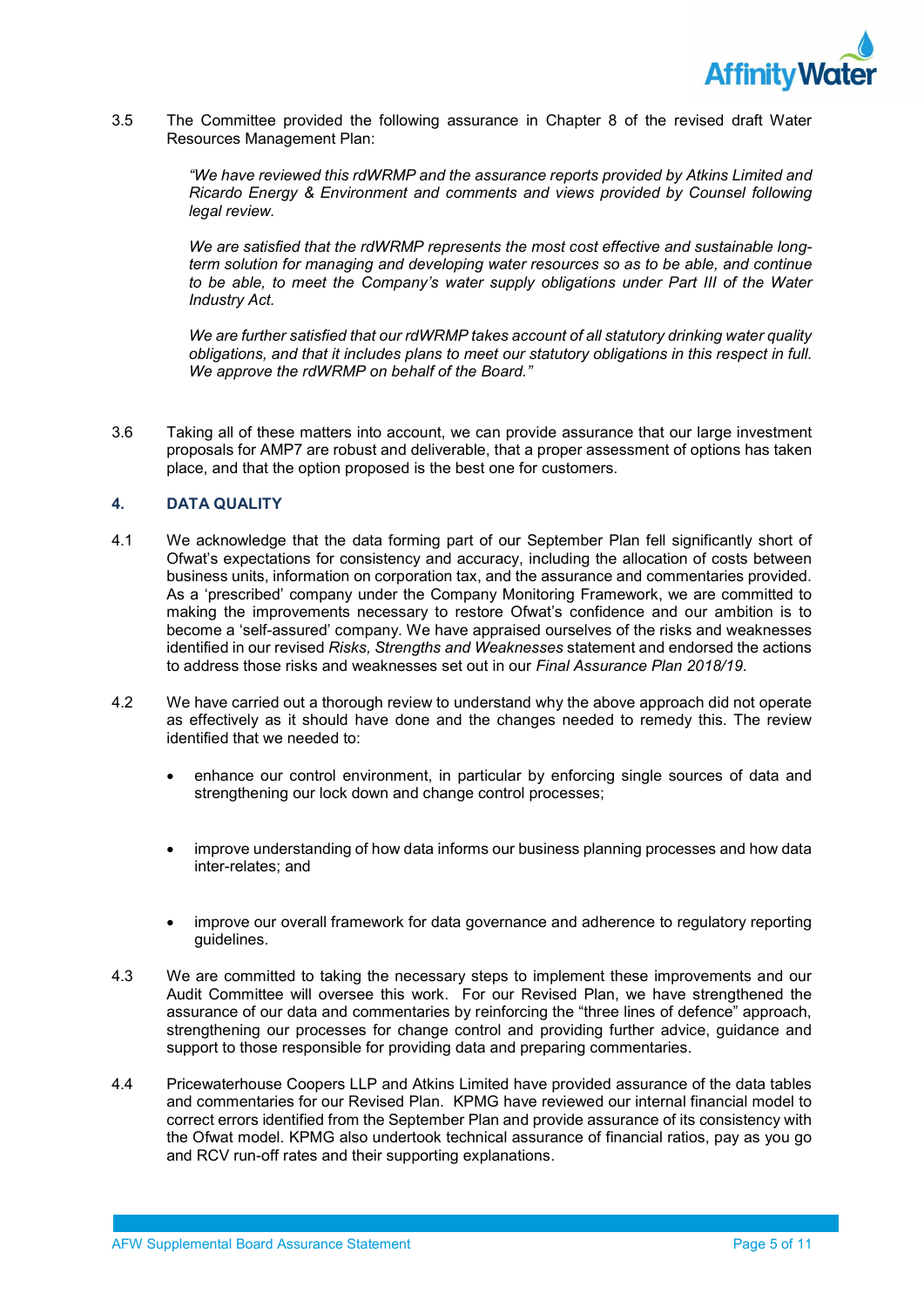3.5 The Committee provided the following assurance in Chapter 8 of the revised draft Water Resources Management Plan:

> *"We have reviewed this rdWRMP and the assurance reports provided by Atkins Limited and Ricardo Energy & Environment and comments and views provided by Counsel following legal review.*
>
> *We are satisfied that the rdWRMP represents the most cost effective and sustainable long-term solution for managing and developing water resources so as to be able, and continue to be able, to meet the Company's water supply obligations under Part III of the Water Industry Act.*
>
> *We are further satisfied that our rdWRMP takes account of all statutory drinking water quality obligations, and that it includes plans to meet our statutory obligations in this respect in full. We approve the rdWRMP on behalf of the Board."*

3.6 Taking all of these matters into account, we can provide assurance that our large investment proposals for AMP7 are robust and deliverable, that a proper assessment of options has taken place, and that the option proposed is the best one for customers.

## 4. DATA QUALITY

4.1 We acknowledge that the data forming part of our September Plan fell significantly short of Ofwat's expectations for consistency and accuracy, including the allocation of costs between business units, information on corporation tax, and the assurance and commentaries provided. As a 'prescribed' company under the Company Monitoring Framework, we are committed to making the improvements necessary to restore Ofwat's confidence and our ambition is to become a 'self-assured' company. We have appraised ourselves of the risks and weaknesses identified in our revised *Risks, Strengths and Weaknesses* statement and endorsed the actions to address those risks and weaknesses set out in our *Final Assurance Plan 2018/19*.

4.2 We have carried out a thorough review to understand why the above approach did not operate as effectively as it should have done and the changes needed to remedy this. The review identified that we needed to:

- enhance our control environment, in particular by enforcing single sources of data and strengthening our lock down and change control processes;
- improve understanding of how data informs our business planning processes and how data inter-relates; and
- improve our overall framework for data governance and adherence to regulatory reporting guidelines.

4.3 We are committed to taking the necessary steps to implement these improvements and our Audit Committee will oversee this work. For our Revised Plan, we have strengthened the assurance of our data and commentaries by reinforcing the "three lines of defence" approach, strengthening our processes for change control and providing further advice, guidance and support to those responsible for providing data and preparing commentaries.

4.4 Pricewaterhouse Coopers LLP and Atkins Limited have provided assurance of the data tables and commentaries for our Revised Plan. KPMG have reviewed our internal financial model to correct errors identified from the September Plan and provide assurance of its consistency with the Ofwat model. KPMG also undertook technical assurance of financial ratios, pay as you go and RCV run-off rates and their supporting explanations.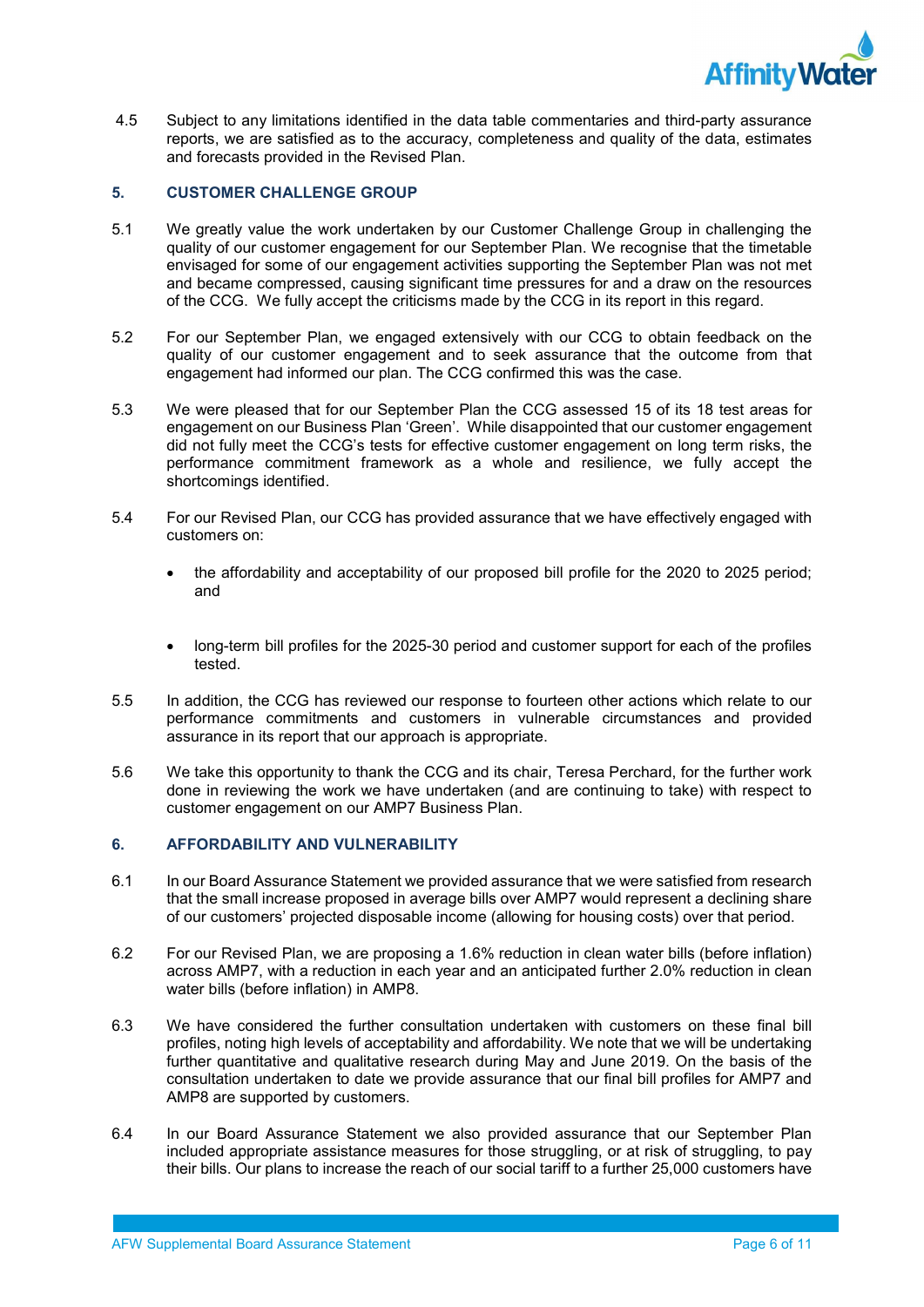4.5 Subject to any limitations identified in the data table commentaries and third-party assurance reports, we are satisfied as to the accuracy, completeness and quality of the data, estimates and forecasts provided in the Revised Plan.

## 5. CUSTOMER CHALLENGE GROUP

5.1 We greatly value the work undertaken by our Customer Challenge Group in challenging the quality of our customer engagement for our September Plan. We recognise that the timetable envisaged for some of our engagement activities supporting the September Plan was not met and became compressed, causing significant time pressures for and a draw on the resources of the CCG. We fully accept the criticisms made by the CCG in its report in this regard.

5.2 For our September Plan, we engaged extensively with our CCG to obtain feedback on the quality of our customer engagement and to seek assurance that the outcome from that engagement had informed our plan. The CCG confirmed this was the case.

5.3 We were pleased that for our September Plan the CCG assessed 15 of its 18 test areas for engagement on our Business Plan 'Green'. While disappointed that our customer engagement did not fully meet the CCG's tests for effective customer engagement on long term risks, the performance commitment framework as a whole and resilience, we fully accept the shortcomings identified.

5.4 For our Revised Plan, our CCG has provided assurance that we have effectively engaged with customers on:

- the affordability and acceptability of our proposed bill profile for the 2020 to 2025 period; and
- long-term bill profiles for the 2025-30 period and customer support for each of the profiles tested.

5.5 In addition, the CCG has reviewed our response to fourteen other actions which relate to our performance commitments and customers in vulnerable circumstances and provided assurance in its report that our approach is appropriate.

5.6 We take this opportunity to thank the CCG and its chair, Teresa Perchard, for the further work done in reviewing the work we have undertaken (and are continuing to take) with respect to customer engagement on our AMP7 Business Plan.

## 6. AFFORDABILITY AND VULNERABILITY

6.1 In our Board Assurance Statement we provided assurance that we were satisfied from research that the small increase proposed in average bills over AMP7 would represent a declining share of our customers' projected disposable income (allowing for housing costs) over that period.

6.2 For our Revised Plan, we are proposing a 1.6% reduction in clean water bills (before inflation) across AMP7, with a reduction in each year and an anticipated further 2.0% reduction in clean water bills (before inflation) in AMP8.

6.3 We have considered the further consultation undertaken with customers on these final bill profiles, noting high levels of acceptability and affordability. We note that we will be undertaking further quantitative and qualitative research during May and June 2019. On the basis of the consultation undertaken to date we provide assurance that our final bill profiles for AMP7 and AMP8 are supported by customers.

6.4 In our Board Assurance Statement we also provided assurance that our September Plan included appropriate assistance measures for those struggling, or at risk of struggling, to pay their bills. Our plans to increase the reach of our social tariff to a further 25,000 customers have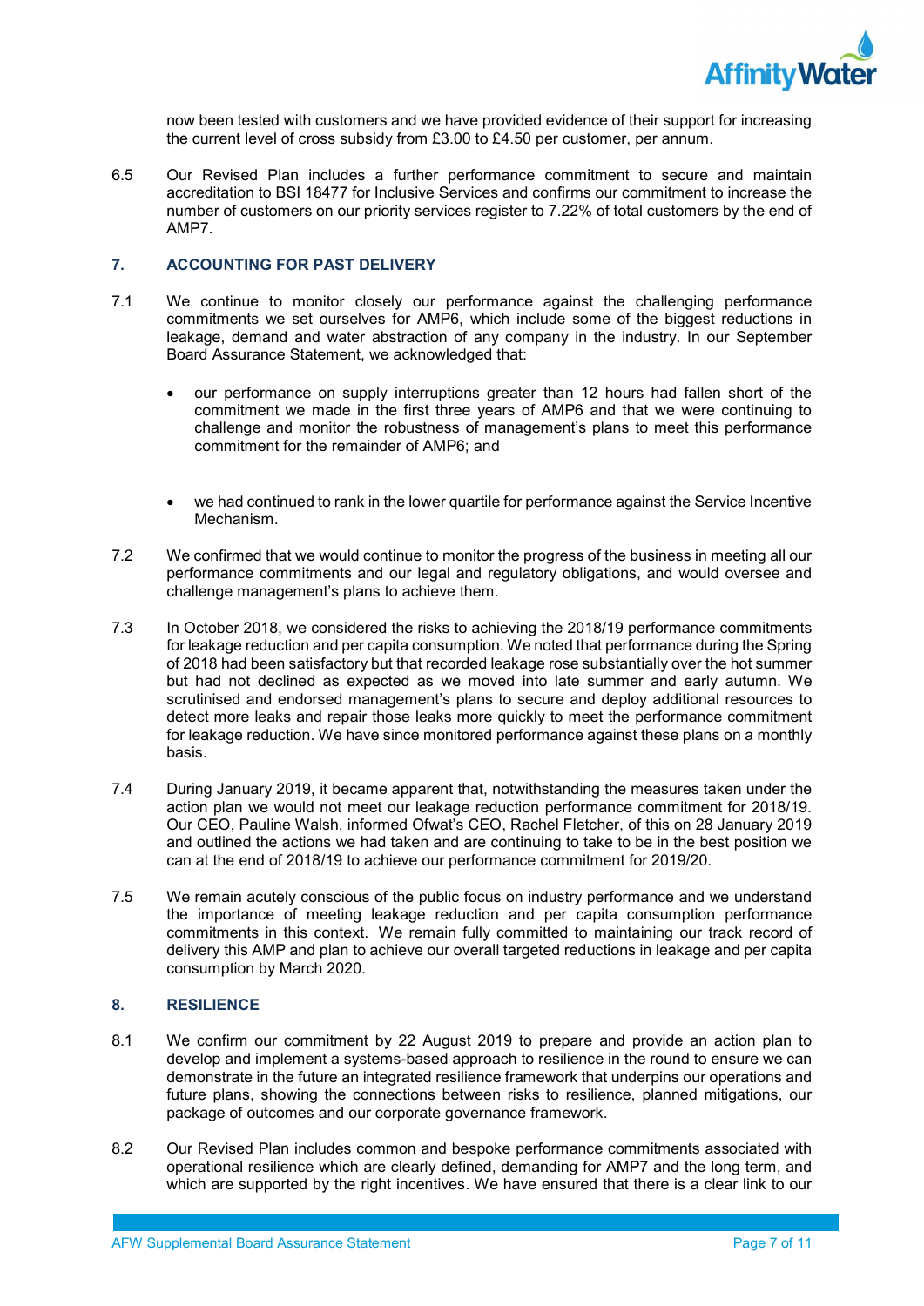now been tested with customers and we have provided evidence of their support for increasing the current level of cross subsidy from £3.00 to £4.50 per customer, per annum.

6.5 Our Revised Plan includes a further performance commitment to secure and maintain accreditation to BSI 18477 for Inclusive Services and confirms our commitment to increase the number of customers on our priority services register to 7.22% of total customers by the end of AMP7.

## 7. ACCOUNTING FOR PAST DELIVERY

7.1 We continue to monitor closely our performance against the challenging performance commitments we set ourselves for AMP6, which include some of the biggest reductions in leakage, demand and water abstraction of any company in the industry. In our September Board Assurance Statement, we acknowledged that:

- our performance on supply interruptions greater than 12 hours had fallen short of the commitment we made in the first three years of AMP6 and that we were continuing to challenge and monitor the robustness of management's plans to meet this performance commitment for the remainder of AMP6; and

- we had continued to rank in the lower quartile for performance against the Service Incentive Mechanism.

7.2 We confirmed that we would continue to monitor the progress of the business in meeting all our performance commitments and our legal and regulatory obligations, and would oversee and challenge management's plans to achieve them.

7.3 In October 2018, we considered the risks to achieving the 2018/19 performance commitments for leakage reduction and per capita consumption. We noted that performance during the Spring of 2018 had been satisfactory but that recorded leakage rose substantially over the hot summer but had not declined as expected as we moved into late summer and early autumn. We scrutinised and endorsed management's plans to secure and deploy additional resources to detect more leaks and repair those leaks more quickly to meet the performance commitment for leakage reduction. We have since monitored performance against these plans on a monthly basis.

7.4 During January 2019, it became apparent that, notwithstanding the measures taken under the action plan we would not meet our leakage reduction performance commitment for 2018/19. Our CEO, Pauline Walsh, informed Ofwat's CEO, Rachel Fletcher, of this on 28 January 2019 and outlined the actions we had taken and are continuing to take to be in the best position we can at the end of 2018/19 to achieve our performance commitment for 2019/20.

7.5 We remain acutely conscious of the public focus on industry performance and we understand the importance of meeting leakage reduction and per capita consumption performance commitments in this context. We remain fully committed to maintaining our track record of delivery this AMP and plan to achieve our overall targeted reductions in leakage and per capita consumption by March 2020.

## 8. RESILIENCE

8.1 We confirm our commitment by 22 August 2019 to prepare and provide an action plan to develop and implement a systems-based approach to resilience in the round to ensure we can demonstrate in the future an integrated resilience framework that underpins our operations and future plans, showing the connections between risks to resilience, planned mitigations, our package of outcomes and our corporate governance framework.

8.2 Our Revised Plan includes common and bespoke performance commitments associated with operational resilience which are clearly defined, demanding for AMP7 and the long term, and which are supported by the right incentives. We have ensured that there is a clear link to our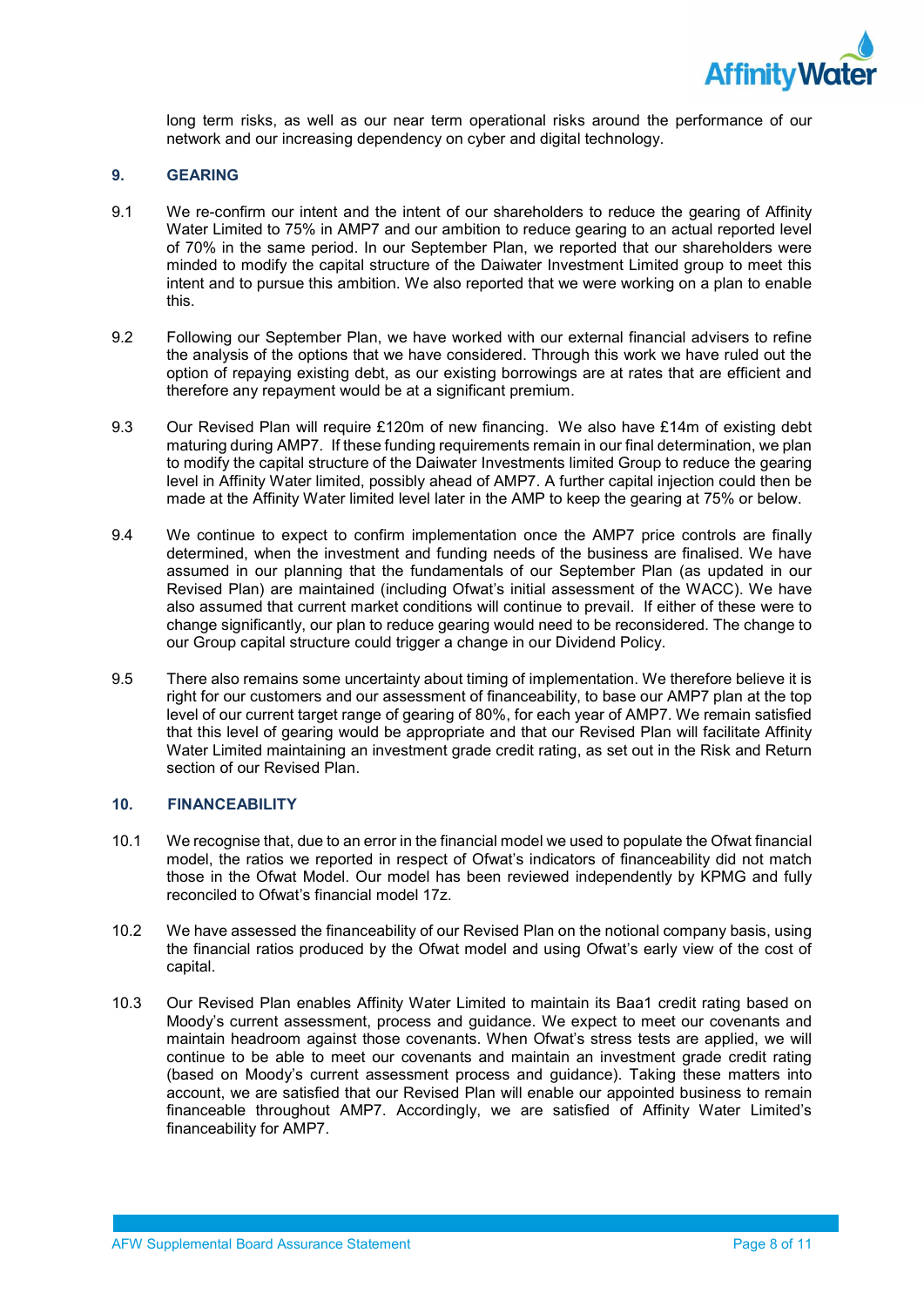long term risks, as well as our near term operational risks around the performance of our network and our increasing dependency on cyber and digital technology.

## 9. GEARING

9.1 We re-confirm our intent and the intent of our shareholders to reduce the gearing of Affinity Water Limited to 75% in AMP7 and our ambition to reduce gearing to an actual reported level of 70% in the same period. In our September Plan, we reported that our shareholders were minded to modify the capital structure of the Daiwater Investment Limited group to meet this intent and to pursue this ambition. We also reported that we were working on a plan to enable this.

9.2 Following our September Plan, we have worked with our external financial advisers to refine the analysis of the options that we have considered. Through this work we have ruled out the option of repaying existing debt, as our existing borrowings are at rates that are efficient and therefore any repayment would be at a significant premium.

9.3 Our Revised Plan will require £120m of new financing. We also have £14m of existing debt maturing during AMP7. If these funding requirements remain in our final determination, we plan to modify the capital structure of the Daiwater Investments limited Group to reduce the gearing level in Affinity Water limited, possibly ahead of AMP7. A further capital injection could then be made at the Affinity Water limited level later in the AMP to keep the gearing at 75% or below.

9.4 We continue to expect to confirm implementation once the AMP7 price controls are finally determined, when the investment and funding needs of the business are finalised. We have assumed in our planning that the fundamentals of our September Plan (as updated in our Revised Plan) are maintained (including Ofwat's initial assessment of the WACC). We have also assumed that current market conditions will continue to prevail. If either of these were to change significantly, our plan to reduce gearing would need to be reconsidered. The change to our Group capital structure could trigger a change in our Dividend Policy.

9.5 There also remains some uncertainty about timing of implementation. We therefore believe it is right for our customers and our assessment of financeability, to base our AMP7 plan at the top level of our current target range of gearing of 80%, for each year of AMP7. We remain satisfied that this level of gearing would be appropriate and that our Revised Plan will facilitate Affinity Water Limited maintaining an investment grade credit rating, as set out in the Risk and Return section of our Revised Plan.

## 10. FINANCEABILITY

10.1 We recognise that, due to an error in the financial model we used to populate the Ofwat financial model, the ratios we reported in respect of Ofwat's indicators of financeability did not match those in the Ofwat Model. Our model has been reviewed independently by KPMG and fully reconciled to Ofwat's financial model 17z.

10.2 We have assessed the financeability of our Revised Plan on the notional company basis, using the financial ratios produced by the Ofwat model and using Ofwat's early view of the cost of capital.

10.3 Our Revised Plan enables Affinity Water Limited to maintain its Baa1 credit rating based on Moody's current assessment, process and guidance. We expect to meet our covenants and maintain headroom against those covenants. When Ofwat's stress tests are applied, we will continue to be able to meet our covenants and maintain an investment grade credit rating (based on Moody's current assessment process and guidance). Taking these matters into account, we are satisfied that our Revised Plan will enable our appointed business to remain financeable throughout AMP7. Accordingly, we are satisfied of Affinity Water Limited's financeability for AMP7.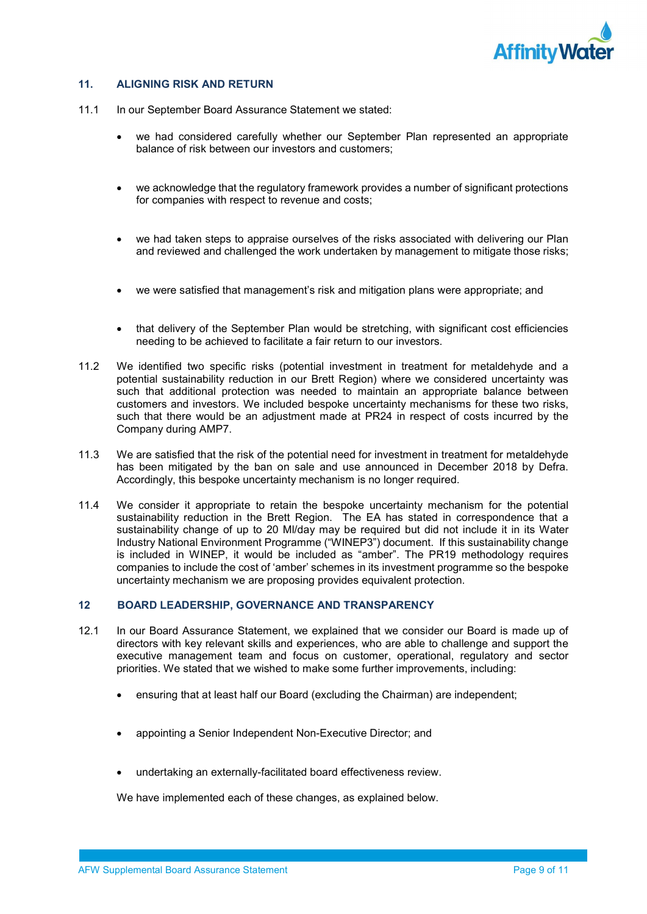## 11. ALIGNING RISK AND RETURN

11.1 In our September Board Assurance Statement we stated:

- we had considered carefully whether our September Plan represented an appropriate balance of risk between our investors and customers;
- we acknowledge that the regulatory framework provides a number of significant protections for companies with respect to revenue and costs;
- we had taken steps to appraise ourselves of the risks associated with delivering our Plan and reviewed and challenged the work undertaken by management to mitigate those risks;
- we were satisfied that management's risk and mitigation plans were appropriate; and
- that delivery of the September Plan would be stretching, with significant cost efficiencies needing to be achieved to facilitate a fair return to our investors.

11.2 We identified two specific risks (potential investment in treatment for metaldehyde and a potential sustainability reduction in our Brett Region) where we considered uncertainty was such that additional protection was needed to maintain an appropriate balance between customers and investors. We included bespoke uncertainty mechanisms for these two risks, such that there would be an adjustment made at PR24 in respect of costs incurred by the Company during AMP7.

11.3 We are satisfied that the risk of the potential need for investment in treatment for metaldehyde has been mitigated by the ban on sale and use announced in December 2018 by Defra. Accordingly, this bespoke uncertainty mechanism is no longer required.

11.4 We consider it appropriate to retain the bespoke uncertainty mechanism for the potential sustainability reduction in the Brett Region. The EA has stated in correspondence that a sustainability change of up to 20 Ml/day may be required but did not include it in its Water Industry National Environment Programme ("WINEP3") document. If this sustainability change is included in WINEP, it would be included as "amber". The PR19 methodology requires companies to include the cost of 'amber' schemes in its investment programme so the bespoke uncertainty mechanism we are proposing provides equivalent protection.

## 12 BOARD LEADERSHIP, GOVERNANCE AND TRANSPARENCY

12.1 In our Board Assurance Statement, we explained that we consider our Board is made up of directors with key relevant skills and experiences, who are able to challenge and support the executive management team and focus on customer, operational, regulatory and sector priorities. We stated that we wished to make some further improvements, including:

- ensuring that at least half our Board (excluding the Chairman) are independent;
- appointing a Senior Independent Non-Executive Director; and
- undertaking an externally-facilitated board effectiveness review.

We have implemented each of these changes, as explained below.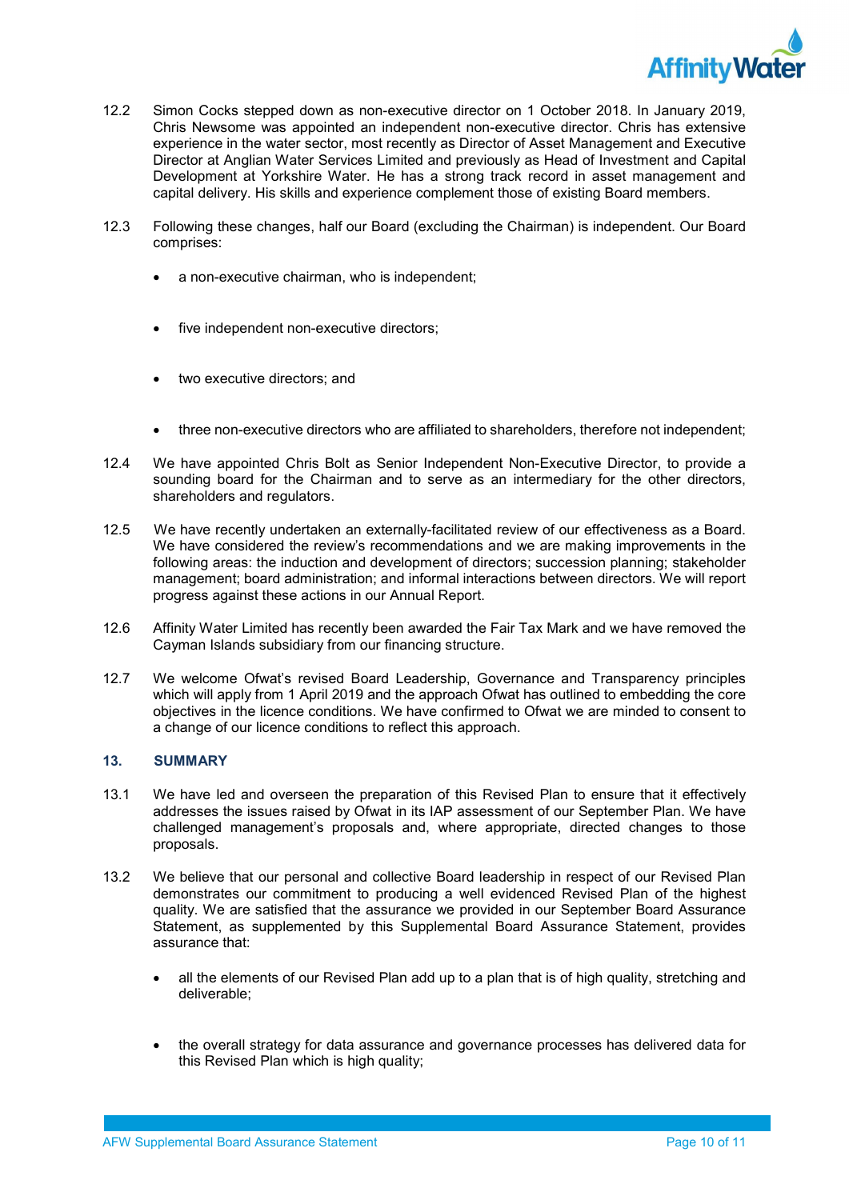12.2 Simon Cocks stepped down as non-executive director on 1 October 2018. In January 2019, Chris Newsome was appointed an independent non-executive director. Chris has extensive experience in the water sector, most recently as Director of Asset Management and Executive Director at Anglian Water Services Limited and previously as Head of Investment and Capital Development at Yorkshire Water. He has a strong track record in asset management and capital delivery. His skills and experience complement those of existing Board members.

12.3 Following these changes, half our Board (excluding the Chairman) is independent. Our Board comprises:

- a non-executive chairman, who is independent;
- five independent non-executive directors;
- two executive directors; and
- three non-executive directors who are affiliated to shareholders, therefore not independent;

12.4 We have appointed Chris Bolt as Senior Independent Non-Executive Director, to provide a sounding board for the Chairman and to serve as an intermediary for the other directors, shareholders and regulators.

12.5 We have recently undertaken an externally-facilitated review of our effectiveness as a Board. We have considered the review's recommendations and we are making improvements in the following areas: the induction and development of directors; succession planning; stakeholder management; board administration; and informal interactions between directors. We will report progress against these actions in our Annual Report.

12.6 Affinity Water Limited has recently been awarded the Fair Tax Mark and we have removed the Cayman Islands subsidiary from our financing structure.

12.7 We welcome Ofwat's revised Board Leadership, Governance and Transparency principles which will apply from 1 April 2019 and the approach Ofwat has outlined to embedding the core objectives in the licence conditions. We have confirmed to Ofwat we are minded to consent to a change of our licence conditions to reflect this approach.

## 13. SUMMARY

13.1 We have led and overseen the preparation of this Revised Plan to ensure that it effectively addresses the issues raised by Ofwat in its IAP assessment of our September Plan. We have challenged management's proposals and, where appropriate, directed changes to those proposals.

13.2 We believe that our personal and collective Board leadership in respect of our Revised Plan demonstrates our commitment to producing a well evidenced Revised Plan of the highest quality. We are satisfied that the assurance we provided in our September Board Assurance Statement, as supplemented by this Supplemental Board Assurance Statement, provides assurance that:

- all the elements of our Revised Plan add up to a plan that is of high quality, stretching and deliverable;
- the overall strategy for data assurance and governance processes has delivered data for this Revised Plan which is high quality;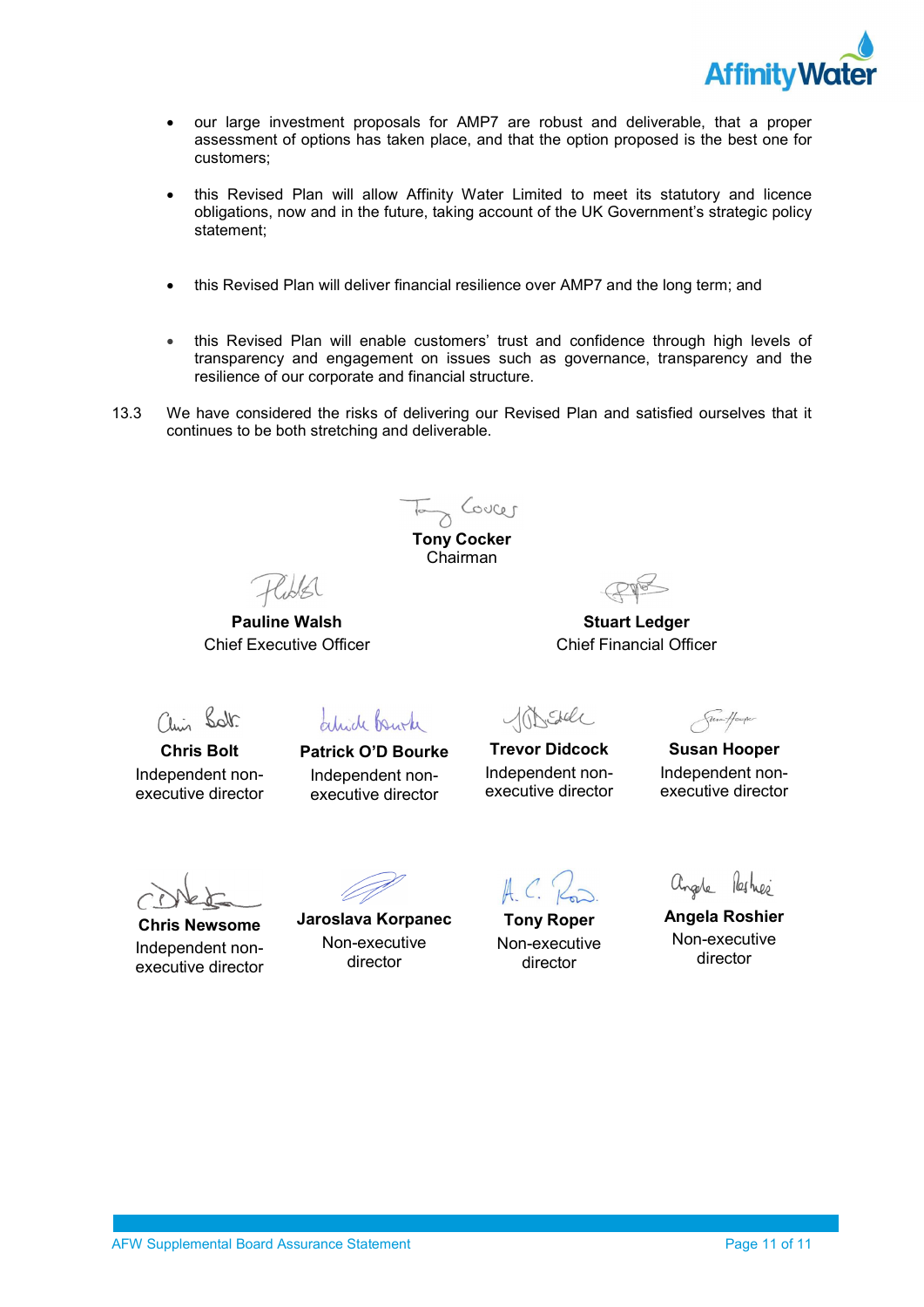- our large investment proposals for AMP7 are robust and deliverable, that a proper assessment of options has taken place, and that the option proposed is the best one for customers;
- this Revised Plan will allow Affinity Water Limited to meet its statutory and licence obligations, now and in the future, taking account of the UK Government's strategic policy statement;
- this Revised Plan will deliver financial resilience over AMP7 and the long term; and
- this Revised Plan will enable customers' trust and confidence through high levels of transparency and engagement on issues such as governance, transparency and the resilience of our corporate and financial structure.

13.3 We have considered the risks of delivering our Revised Plan and satisfied ourselves that it continues to be both stretching and deliverable.

**Tony Cocker**
Chairman

**Pauline Walsh**
Chief Executive Officer

**Stuart Ledger**
Chief Financial Officer

**Chris Bolt**
Independent non-executive director

**Patrick O'D Bourke**
Independent non-executive director

**Trevor Didcock**
Independent non-executive director

**Susan Hooper**
Independent non-executive director

**Chris Newsome**
Independent non-executive director

**Jaroslava Korpanec**
Non-executive director

**Tony Roper**
Non-executive director

**Angela Roshier**
Non-executive director